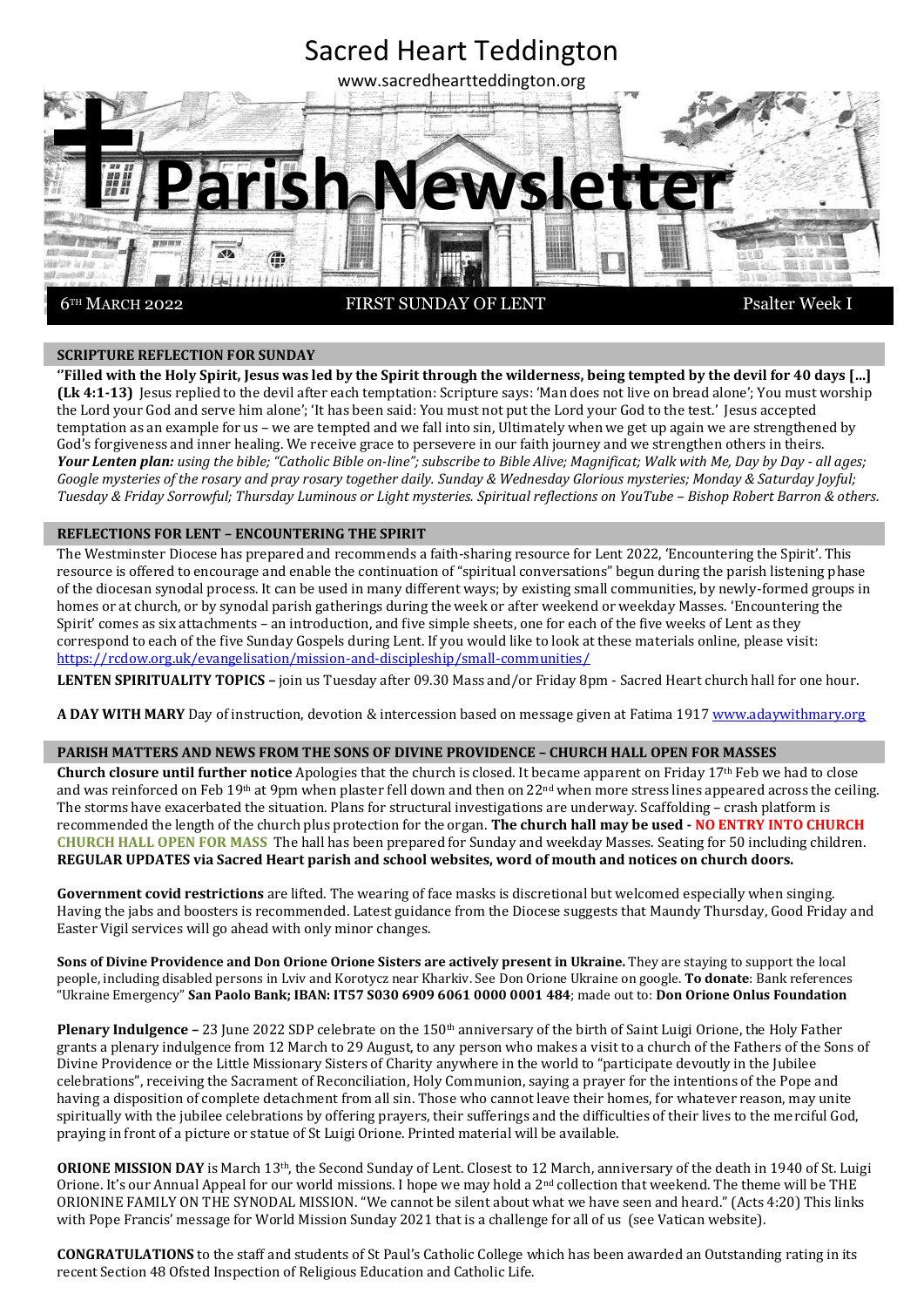# Sacred Heart Teddington

www.sacredheartteddington.org

# Parish Newsletter

6TH MARCH 2022 — FIRST SUNDAY OF LENT — Psalter Week I

## SCRIPTURE REFLECTION FOR SUNDAY

**''Filled with the Holy Spirit, Jesus was led by the Spirit through the wilderness, being tempted by the devil for 40 days [...] (Lk 4:1-13)** Jesus replied to the devil after each temptation: Scripture says: 'Man does not live on bread alone'; You must worship the Lord your God and serve him alone'; 'It has been said: You must not put the Lord your God to the test.' Jesus accepted temptation as an example for us – we are tempted and we fall into sin, Ultimately when we get up again we are strengthened by God's forgiveness and inner healing. We receive grace to persevere in our faith journey and we strengthen others in theirs.

***Your Lenten plan:*** *using the bible; "Catholic Bible on-line"; subscribe to Bible Alive; Magnificat; Walk with Me, Day by Day - all ages; Google mysteries of the rosary and pray rosary together daily. Sunday & Wednesday Glorious mysteries; Monday & Saturday Joyful; Tuesday & Friday Sorrowful; Thursday Luminous or Light mysteries. Spiritual reflections on YouTube – Bishop Robert Barron & others.*

## REFLECTIONS FOR LENT – ENCOUNTERING THE SPIRIT

The Westminster Diocese has prepared and recommends a faith-sharing resource for Lent 2022, 'Encountering the Spirit'. This resource is offered to encourage and enable the continuation of "spiritual conversations" begun during the parish listening phase of the diocesan synodal process. It can be used in many different ways; by existing small communities, by newly-formed groups in homes or at church, or by synodal parish gatherings during the week or after weekend or weekday Masses. 'Encountering the Spirit' comes as six attachments – an introduction, and five simple sheets, one for each of the five weeks of Lent as they correspond to each of the five Sunday Gospels during Lent. If you would like to look at these materials online, please visit: https://rcdow.org.uk/evangelisation/mission-and-discipleship/small-communities/

**LENTEN SPIRITUALITY TOPICS –** join us Tuesday after 09.30 Mass and/or Friday 8pm - Sacred Heart church hall for one hour.

**A DAY WITH MARY** Day of instruction, devotion & intercession based on message given at Fatima 1917 www.adaywithmary.org

## PARISH MATTERS AND NEWS FROM THE SONS OF DIVINE PROVIDENCE – CHURCH HALL OPEN FOR MASSES

**Church closure until further notice** Apologies that the church is closed. It became apparent on Friday 17th Feb we had to close and was reinforced on Feb 19th at 9pm when plaster fell down and then on 22nd when more stress lines appeared across the ceiling. The storms have exacerbated the situation. Plans for structural investigations are underway. Scaffolding – crash platform is recommended the length of the church plus protection for the organ. **The church hall may be used - NO ENTRY INTO CHURCH CHURCH HALL OPEN FOR MASS** The hall has been prepared for Sunday and weekday Masses. Seating for 50 including children. **REGULAR UPDATES via Sacred Heart parish and school websites, word of mouth and notices on church doors.**

**Government covid restrictions** are lifted. The wearing of face masks is discretional but welcomed especially when singing. Having the jabs and boosters is recommended. Latest guidance from the Diocese suggests that Maundy Thursday, Good Friday and Easter Vigil services will go ahead with only minor changes.

**Sons of Divine Providence and Don Orione Orione Sisters are actively present in Ukraine.** They are staying to support the local people, including disabled persons in Lviv and Korotycz near Kharkiv. See Don Orione Ukraine on google. **To donate**: Bank references "Ukraine Emergency" **San Paolo Bank; IBAN: IT57 S030 6909 6061 0000 0001 484**; made out to: **Don Orione Onlus Foundation**

**Plenary Indulgence –** 23 June 2022 SDP celebrate on the 150th anniversary of the birth of Saint Luigi Orione, the Holy Father grants a plenary indulgence from 12 March to 29 August, to any person who makes a visit to a church of the Fathers of the Sons of Divine Providence or the Little Missionary Sisters of Charity anywhere in the world to "participate devoutly in the Jubilee celebrations", receiving the Sacrament of Reconciliation, Holy Communion, saying a prayer for the intentions of the Pope and having a disposition of complete detachment from all sin. Those who cannot leave their homes, for whatever reason, may unite spiritually with the jubilee celebrations by offering prayers, their sufferings and the difficulties of their lives to the merciful God, praying in front of a picture or statue of St Luigi Orione. Printed material will be available.

**ORIONE MISSION DAY** is March 13th, the Second Sunday of Lent. Closest to 12 March, anniversary of the death in 1940 of St. Luigi Orione. It's our Annual Appeal for our world missions. I hope we may hold a 2nd collection that weekend. The theme will be THE ORIONINE FAMILY ON THE SYNODAL MISSION. "We cannot be silent about what we have seen and heard." (Acts 4:20) This links with Pope Francis' message for World Mission Sunday 2021 that is a challenge for all of us (see Vatican website).

**CONGRATULATIONS** to the staff and students of St Paul's Catholic College which has been awarded an Outstanding rating in its recent Section 48 Ofsted Inspection of Religious Education and Catholic Life.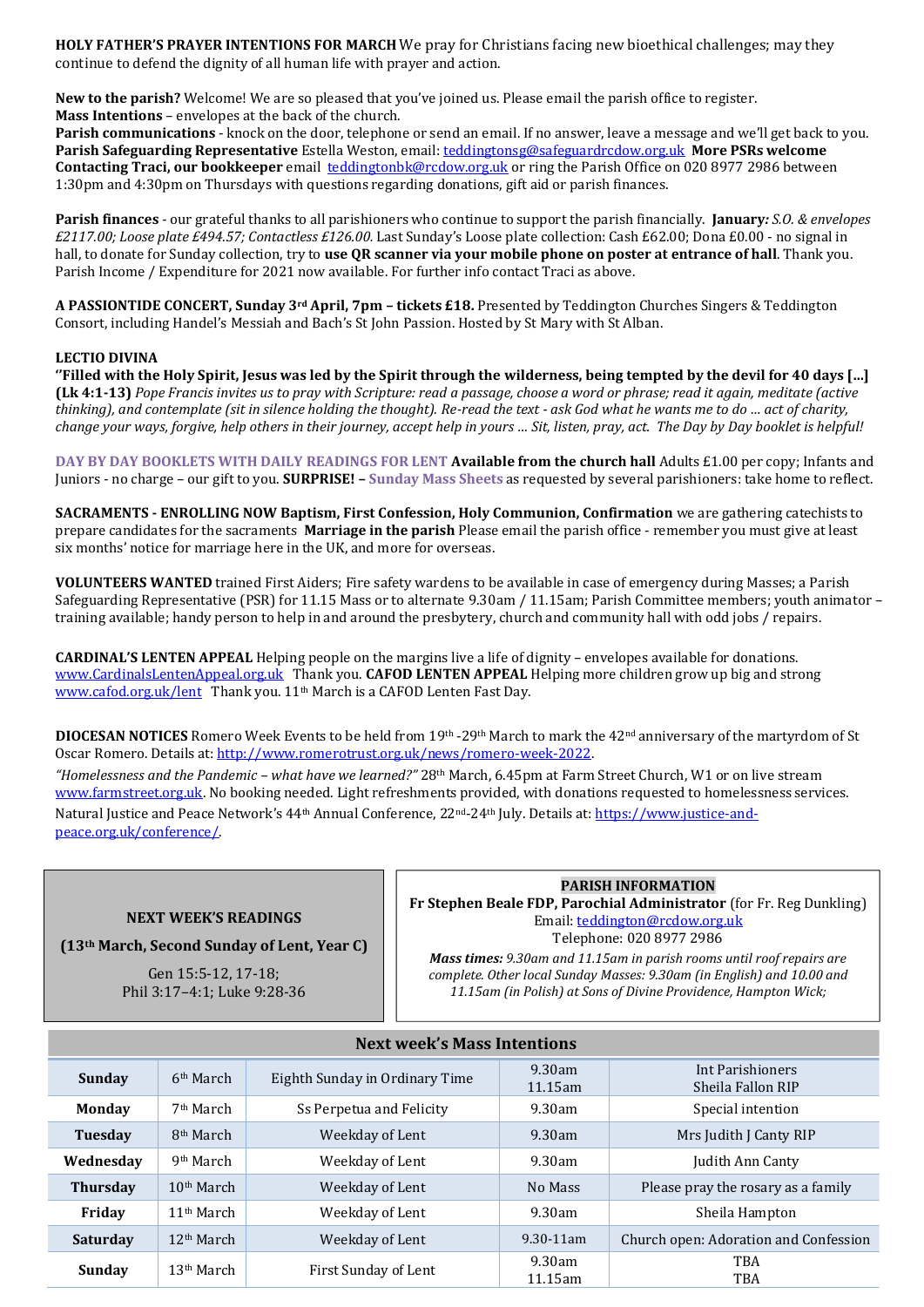**HOLY FATHER'S PRAYER INTENTIONS FOR MARCH** We pray for Christians facing new bioethical challenges; may they continue to defend the dignity of all human life with prayer and action.

**New to the parish?** Welcome! We are so pleased that you've joined us. Please email the parish office to register.
**Mass Intentions** – envelopes at the back of the church.
**Parish communications** - knock on the door, telephone or send an email. If no answer, leave a message and we'll get back to you.
**Parish Safeguarding Representative** Estella Weston, email: teddingtonsg@safeguardrcdow.org.uk **More PSRs welcome**
**Contacting Traci, our bookkeeper** email teddingtonbk@rcdow.org.uk or ring the Parish Office on 020 8977 2986 between 1:30pm and 4:30pm on Thursdays with questions regarding donations, gift aid or parish finances.

**Parish finances** - our grateful thanks to all parishioners who continue to support the parish financially. **January***: S.O. & envelopes £2117.00; Loose plate £494.57; Contactless £126.00.* Last Sunday's Loose plate collection: Cash £62.00; Dona £0.00 - no signal in hall, to donate for Sunday collection, try to **use QR scanner via your mobile phone on poster at entrance of hall**. Thank you. Parish Income / Expenditure for 2021 now available. For further info contact Traci as above.

**A PASSIONTIDE CONCERT, Sunday 3rd April, 7pm – tickets £18.** Presented by Teddington Churches Singers & Teddington Consort, including Handel's Messiah and Bach's St John Passion. Hosted by St Mary with St Alban.

**LECTIO DIVINA**
**"Filled with the Holy Spirit, Jesus was led by the Spirit through the wilderness, being tempted by the devil for 40 days [...] (Lk 4:1-13)** *Pope Francis invites us to pray with Scripture: read a passage, choose a word or phrase; read it again, meditate (active thinking), and contemplate (sit in silence holding the thought). Re-read the text - ask God what he wants me to do ... act of charity, change your ways, forgive, help others in their journey, accept help in yours ... Sit, listen, pray, act. The Day by Day booklet is helpful!*

**DAY BY DAY BOOKLETS WITH DAILY READINGS FOR LENT Available from the church hall** Adults £1.00 per copy; Infants and Juniors - no charge – our gift to you. **SURPRISE! – Sunday Mass Sheets** as requested by several parishioners: take home to reflect.

**SACRAMENTS - ENROLLING NOW Baptism, First Confession, Holy Communion, Confirmation** we are gathering catechists to prepare candidates for the sacraments **Marriage in the parish** Please email the parish office - remember you must give at least six months' notice for marriage here in the UK, and more for overseas.

**VOLUNTEERS WANTED** trained First Aiders; Fire safety wardens to be available in case of emergency during Masses; a Parish Safeguarding Representative (PSR) for 11.15 Mass or to alternate 9.30am / 11.15am; Parish Committee members; youth animator – training available; handy person to help in and around the presbytery, church and community hall with odd jobs / repairs.

**CARDINAL'S LENTEN APPEAL** Helping people on the margins live a life of dignity – envelopes available for donations. www.CardinalsLentenAppeal.org.uk Thank you. **CAFOD LENTEN APPEAL** Helping more children grow up big and strong www.cafod.org.uk/lent Thank you. 11th March is a CAFOD Lenten Fast Day.

**DIOCESAN NOTICES** Romero Week Events to be held from 19th -29th March to mark the 42nd anniversary of the martyrdom of St Oscar Romero. Details at: http://www.romerotrust.org.uk/news/romero-week-2022.
*"Homelessness and the Pandemic – what have we learned?"* 28th March, 6.45pm at Farm Street Church, W1 or on live stream www.farmstreet.org.uk. No booking needed. Light refreshments provided, with donations requested to homelessness services.
Natural Justice and Peace Network's 44th Annual Conference, 22nd-24th July. Details at: https://www.justice-and-peace.org.uk/conference/.

**NEXT WEEK'S READINGS**

**(13th March, Second Sunday of Lent, Year C)**

Gen 15:5-12, 17-18;
Phil 3:17–4:1; Luke 9:28-36

**PARISH INFORMATION**
**Fr Stephen Beale FDP, Parochial Administrator** (for Fr. Reg Dunkling)
Email: teddington@rcdow.org.uk
Telephone: 020 8977 2986
***Mass times:*** *9.30am and 11.15am in parish rooms until roof repairs are complete. Other local Sunday Masses: 9.30am (in English) and 10.00 and 11.15am (in Polish) at Sons of Divine Providence, Hampton Wick;*

**Next week's Mass Intentions**

| | | | | |
|---|---|---|---|---|
| **Sunday** | 6th March | Eighth Sunday in Ordinary Time | 9.30am<br>11.15am | Int Parishioners<br>Sheila Fallon RIP |
| **Monday** | 7th March | Ss Perpetua and Felicity | 9.30am | Special intention |
| **Tuesday** | 8th March | Weekday of Lent | 9.30am | Mrs Judith J Canty RIP |
| **Wednesday** | 9th March | Weekday of Lent | 9.30am | Judith Ann Canty |
| **Thursday** | 10th March | Weekday of Lent | No Mass | Please pray the rosary as a family |
| **Friday** | 11th March | Weekday of Lent | 9.30am | Sheila Hampton |
| **Saturday** | 12th March | Weekday of Lent | 9.30-11am | Church open: Adoration and Confession |
| **Sunday** | 13th March | First Sunday of Lent | 9.30am<br>11.15am | TBA<br>TBA |